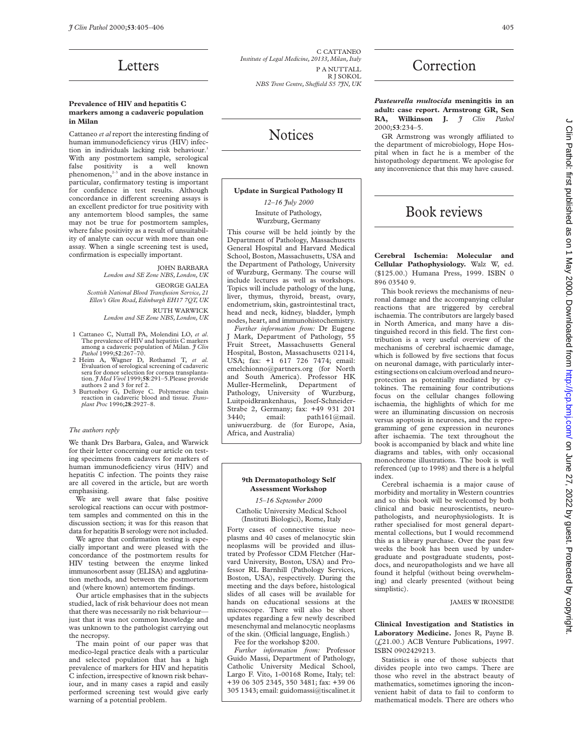# Letters

### Prevalence of HIV and hepatitis C markers among a cadaveric population in Milan

Cattaneo *et al* report the interesting finding of human immunodeficiency virus (HIV) infection in individuals lacking risk behaviour.[1] With any postmortem sample, serological false positivity is a well known phenomenon,[2–3] and in the above instance in particular, confirmatory testing is important for confidence in test results. Although concordance in different screening assays is an excellent predictor for true positivity with any antemortem blood samples, the same may not be true for postmortem samples, where false positivity as a result of unsuitability of analyte can occur with more than one assay. When a single screening test is used, confirmation is especially important.

JOHN BARBARA
*London and SE Zone NBS, London, UK*

GEORGE GALEA
*Scottish National Blood Transfusion Service, 21 Ellen's Glen Road, Edinburgh EH17 7QT, UK*

RUTH WARWICK
*London and SE Zone NBS, London, UK*

1 Cattaneo C, Nuttall PA, Molendini LO, *et al*. The prevalence of HIV and hepatitis C markers among a cadaveric population of Milan. *J Clin Pathol* 1999;**52**:267–70.
2 Heim A, Wagner D, Rothamel T, *et al*. Evaluation of serological screening of cadaveric sera for donor selection for cornea transplantation. *J Med Virol* 1999;**58**:291–5.Please provide authors 2 and 3 for ref 2.
3 Burtonboy G, Delloye C. Polymerase chain reaction in cadaveric blood and tissue. *Transplant Proc* 1996;**28**:2927–8.

*The authors reply*

We thank Drs Barbara, Galea, and Warwick for their letter concerning our article on testing specimens from cadavers for markers of human immunodeficiency virus (HIV) and hepatitis C infection. The points they raise are all covered in the article, but are worth emphasising.

We are well aware that false positive serological reactions can occur with postmortem samples and commented on this in the discussion section; it was for this reason that data for hepatitis B serology were not included.

We agree that confirmation testing is especially important and were pleased with the concordance of the postmortem results for HIV testing between the enzyme linked immunosorbent assay (ELISA) and agglutination methods, and between the postmortem and (where known) antemortem findings.

Our article emphasises that in the subjects studied, lack of risk behaviour does not mean that there was necessarily no risk behaviour—just that it was not common knowledge and was unknown to the pathologist carrying out the necropsy.

The main point of our paper was that medico-legal practice deals with a particular and selected population that has a high prevalence of markers for HIV and hepatitis C infection, irrespective of known risk behaviour, and in many cases a rapid and easily performed screening test would give early warning of a potential problem.

C CATTANEO
*Institute of Legal Medicine, 20133, Milan, Italy*

P A NUTTALL
R J SOKOL
*NBS Trent Centre, Sheffield S5 7JN, UK*

# Notices

### Update in Surgical Pathology II

*12–16 July 2000*

Insitute of Pathology, Wurzburg, Germany

This course will be held jointly by the Department of Pathology, Massachusetts General Hospital and Harvard Medical School, Boston, Massachusetts, USA and the Department of Pathology, University of Wurzburg, Germany. The course will include lectures as well as workshops. Topics will include pathology of the lung, liver, thymus, thyroid, breast, ovary, endometrium, skin, gastrointestinal tract, head and neck, kidney, bladder, lymph nodes, heart, and immunohistochemistry.

*Further information from:* Dr Eugene J Mark, Department of Pathology, 55 Fruit Street, Massachusetts General Hospital, Boston, Massachusetts 02114, USA; fax: +1 617 726 7474; email: emelchionno@partners.org (for North and South America). Professor HK Muller-Hermelink, Department of Pathology, University of Wurzburg, Luitpoidkrankenhaus, Josef-Schneider-Strabe 2, Germany; fax: +49 931 201 3440; email: path161@mail.uniwuerzburg. de (for Europe, Asia, Africa, and Australia)

### 9th Dermatopathology Self Assessment Workshop

*15–16 September 2000*

Catholic University Medical School (Instituti Biologici), Rome, Italy

Forty cases of connective tissue neoplasms and 40 cases of melanocytic skin neoplasms will be provided and illustrated by Professor CDM Fletcher (Harvard University, Boston, USA) and Professor RL Barnhill (Pathology Services, Boston, USA), respectively. During the meeting and the days before, histological slides of all cases will be available for hands on educational sessions at the microscope. There will also be short updates regarding a few newly described mesenchymal and melanocytic neoplasms of the skin. (Official language, English.)

Fee for the workshop $200.

*Further information from:* Professor Guido Massi, Department of Pathology, Catholic University Medical School, Largo F. Vito, 1-00168 Rome, Italy; tel: +39 06 305 2345, 350 3481; fax: +39 06 305 1343; email: guidomassi@tiscalinet.it

# Correction

***Pasteurella multocida* meningitis in an adult: case report. Armstrong GR, Sen RA, Wilkinson J.** *J Clin Pathol* 2000;**53**:234–5.

GR Armstrong was wrongly affiliated to the department of microbiology, Hope Hospital when in fact he is a member of the histopathology department. We apologise for any inconvenience that this may have caused.

# Book reviews

**Cerebral Ischemia: Molecular and Cellular Pathophysiology.** Walz W, ed. ($125.00.) Humana Press, 1999. ISBN 0 896 03540 9.

This book reviews the mechanisms of neuronal damage and the accompanying cellular reactions that are triggered by cerebral ischaemia. The contributors are largely based in North America, and many have a distinguished record in this field. The first contribution is a very useful overview of the mechanisms of cerebral ischaemic damage, which is followed by five sections that focus on neuronal damage, with particularly interesting sections on calcium overload and neuroprotection as potentially mediated by cytokines. The remaining four contributions focus on the cellular changes following ischaemia, the highlights of which for me were an illuminating discussion on necrosis versus apoptosis in neurones, and the reprogramming of gene expression in neurones after ischaemia. The text throughout the book is accompanied by black and white line diagrams and tables, with only occasional monochrome illustrations. The book is well referenced (up to 1998) and there is a helpful index.

Cerebral ischaemia is a major cause of morbidity and mortality in Western countries and so this book will be welcomed by both clinical and basic neuroscientists, neuropathologists, and neurophysiologists. It is rather specialised for most general departmental collections, but I would recommend this as a library purchase. Over the past few weeks the book has been used by undergraduate and postgraduate students, postdocs, and neuropathologists and we have all found it helpful (without being overwhelming) and clearly presented (without being simplistic).

JAMES W IRONSIDE

**Clinical Investigation and Statistics in Laboratory Medicine.** Jones R, Payne B. (£21.00.) ACB Venture Publications, 1997. ISBN 0902429213.

Statistics is one of those subjects that divides people into two camps. There are those who revel in the abstract beauty of mathematics, sometimes ignoring the inconvenient habit of data to fail to conform to mathematical models. There are others who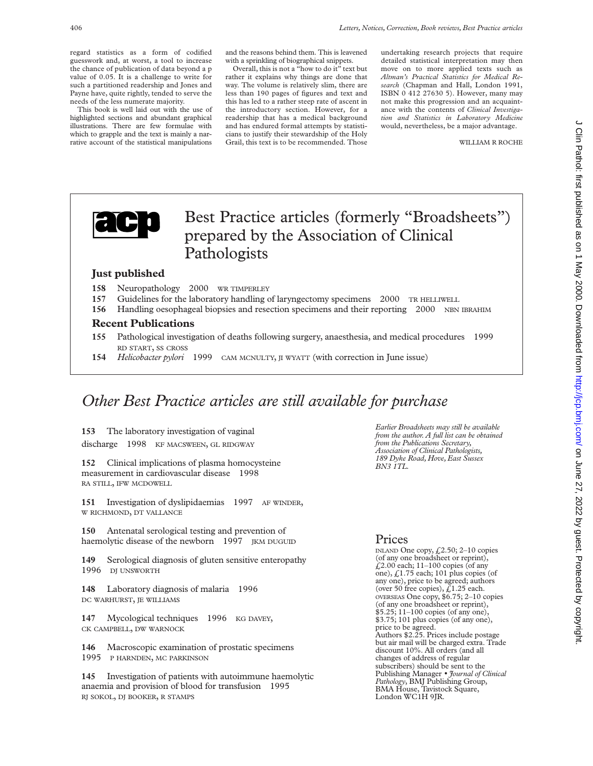regard statistics as a form of codified guesswork and, at worst, a tool to increase the chance of publication of data beyond a p value of 0.05. It is a challenge to write for such a partitioned readership and Jones and Payne have, quite rightly, tended to serve the needs of the less numerate majority.

This book is well laid out with the use of highlighted sections and abundant graphical illustrations. There are few formulae with which to grapple and the text is mainly a narrative account of the statistical manipulations and the reasons behind them. This is leavened with a sprinkling of biographical snippets.

Overall, this is not a "how to do it" text but rather it explains why things are done that way. The volume is relatively slim, there are less than 190 pages of figures and text and this has led to a rather steep rate of ascent in the introductory section. However, for a readership that has a medical background and has endured formal attempts by statisticians to justify their stewardship of the Holy Grail, this text is to be recommended. Those undertaking research projects that require detailed statistical interpretation may then move on to more applied texts such as *Altman's Practical Statistics for Medical Research* (Chapman and Hall, London 1991, ISBN 0 412 27630 5). However, many may not make this progression and an acquaintance with the contents of *Clinical Investigation and Statistics in Laboratory Medicine* would, nevertheless, be a major advantage.

WILLIAM R ROCHE

# Best Practice articles (formerly "Broadsheets") prepared by the Association of Clinical Pathologists

## Just published

**158** Neuropathology 2000 WR TIMPERLEY

**157** Guidelines for the laboratory handling of laryngectomy specimens 2000 TR HELLIWELL

**156** Handling oesophageal biopsies and resection specimens and their reporting 2000 NBN IBRAHIM

## Recent Publications

**155** Pathological investigation of deaths following surgery, anaesthesia, and medical procedures 1999 RD START, SS CROSS

**154** *Helicobacter pylori* 1999 CAM MCNULTY, JI WYATT (with correction in June issue)

# *Other Best Practice articles are still available for purchase*

**153** The laboratory investigation of vaginal discharge 1998 KF MACSWEEN, GL RIDGWAY

**152** Clinical implications of plasma homocysteine measurement in cardiovascular disease 1998 RA STILL, IFW MCDOWELL

**151** Investigation of dyslipidaemias 1997 AF WINDER, W RICHMOND, DT VALLANCE

**150** Antenatal serological testing and prevention of haemolytic disease of the newborn 1997 JKM DUGUID

**149** Serological diagnosis of gluten sensitive enteropathy 1996 DJ UNSWORTH

**148** Laboratory diagnosis of malaria 1996 DC WARHURST, JE WILLIAMS

**147** Mycological techniques 1996 KG DAVEY, CK CAMPBELL, DW WARNOCK

**146** Macroscopic examination of prostatic specimens 1995 P HARNDEN, MC PARKINSON

**145** Investigation of patients with autoimmune haemolytic anaemia and provision of blood for transfusion 1995 RJ SOKOL, DJ BOOKER, R STAMPS

*Earlier Broadsheets may still be available from the author. A full list can be obtained from the Publications Secretary, Association of Clinical Pathologists, 189 Dyke Road, Hove, East Sussex BN3 1TL.*

## Prices

INLAND One copy, £2.50; 2–10 copies (of any one broadsheet or reprint), £2.00 each; 11–100 copies (of any one), £1.75 each; 101 plus copies (of any one), price to be agreed; authors (over 50 free copies), £1.25 each. OVERSEAS One copy, $6.75; 2–10 copies (of any one broadsheet or reprint), $5.25; 11–100 copies (of any one), $3.75; 101 plus copies (of any one), price to be agreed. Authors $2.25. Prices include postage but air mail will be charged extra. Trade discount 10%. All orders (and all changes of address of regular subscribers) should be sent to the Publishing Manager • *Journal of Clinical Pathology*, BMJ Publishing Group, BMA House, Tavistock Square, London WC1H 9JR.